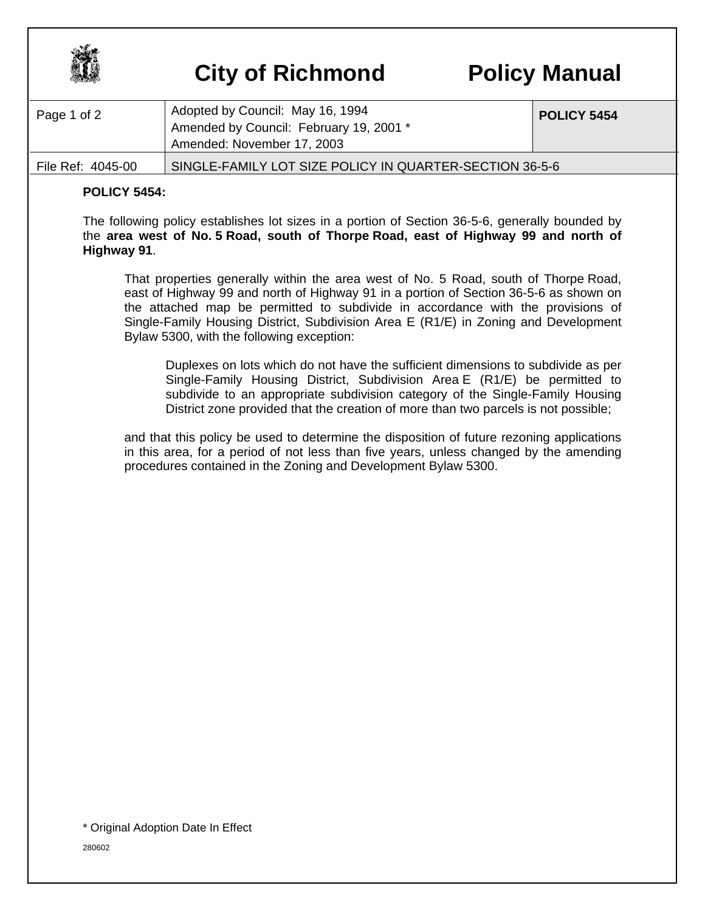# City of Richmond Policy Manual

| Page 1 of 2 | Adopted by Council: May 16, 1994<br>Amended by Council: February 19, 2001 *<br>Amended: November 17, 2003 | **POLICY 5454** |
|---|---|---|
| File Ref: 4045-00 | SINGLE-FAMILY LOT SIZE POLICY IN QUARTER-SECTION 36-5-6 | |

**POLICY 5454:**

The following policy establishes lot sizes in a portion of Section 36-5-6, generally bounded by the **area west of No. 5 Road, south of Thorpe Road, east of Highway 99 and north of Highway 91**.

> That properties generally within the area west of No. 5 Road, south of Thorpe Road, east of Highway 99 and north of Highway 91 in a portion of Section 36-5-6 as shown on the attached map be permitted to subdivide in accordance with the provisions of Single-Family Housing District, Subdivision Area E (R1/E) in Zoning and Development Bylaw 5300, with the following exception:
>
> > Duplexes on lots which do not have the sufficient dimensions to subdivide as per Single-Family Housing District, Subdivision Area E (R1/E) be permitted to subdivide to an appropriate subdivision category of the Single-Family Housing District zone provided that the creation of more than two parcels is not possible;
>
> and that this policy be used to determine the disposition of future rezoning applications in this area, for a period of not less than five years, unless changed by the amending procedures contained in the Zoning and Development Bylaw 5300.

* Original Adoption Date In Effect

280602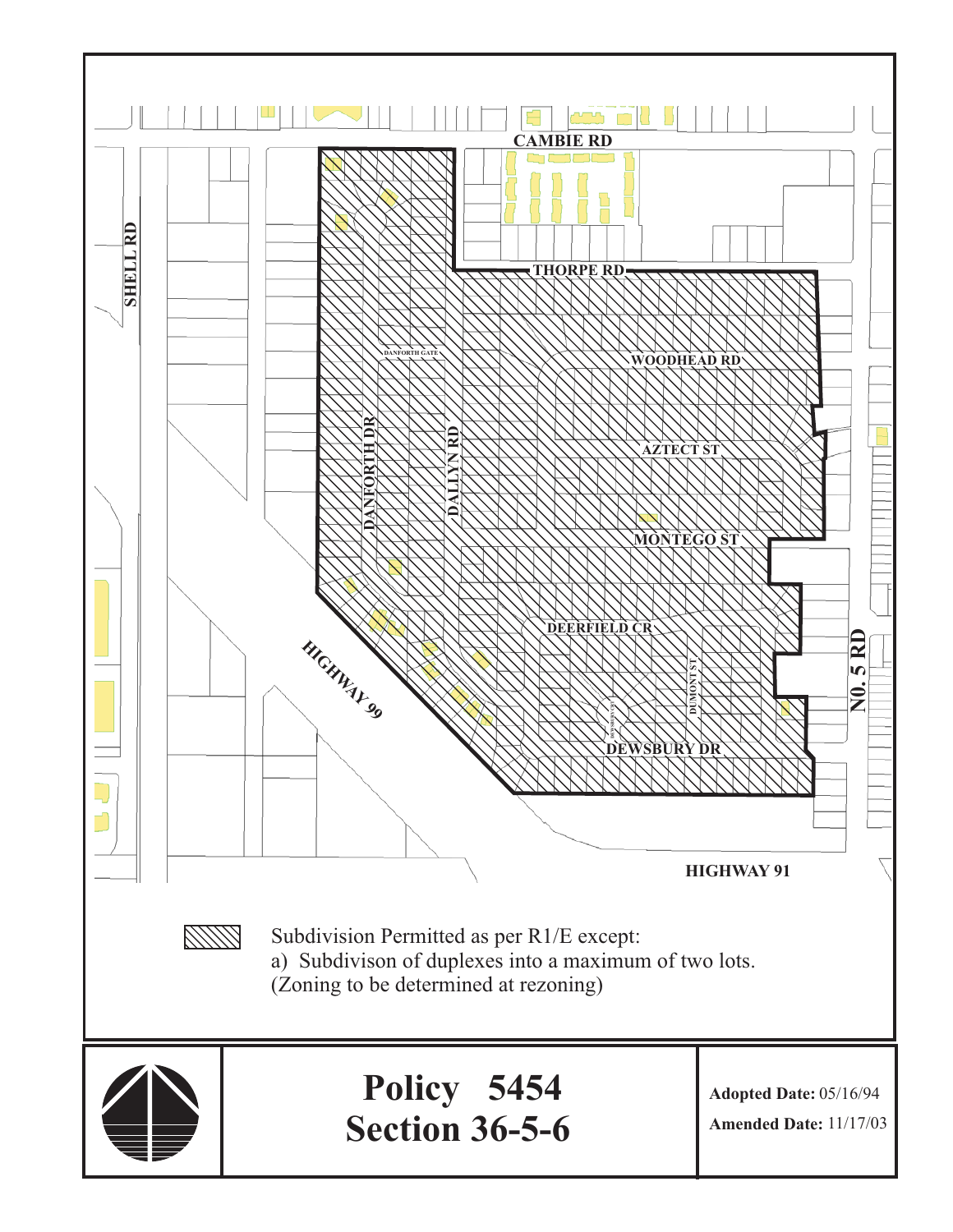CAMBIE RD

THORPE RD

SHELL RD

DANFORTH GATE

WOODHEAD RD

AZTECT ST

DANFORTH DR

DALLYN RD

MONTEGO ST

HIGHWAY 99

DEERFIELD CR

DUMONT ST

N0. 5 RD

DEWSBURY DR

HIGHWAY 91

Subdivision Permitted as per R1/E except:

a) Subdivison of duplexes into a maximum of two lots.
(Zoning to be determined at rezoning)

# Policy 5454
# Section 36-5-6

**Adopted Date:** 05/16/94

**Amended Date:** 11/17/03